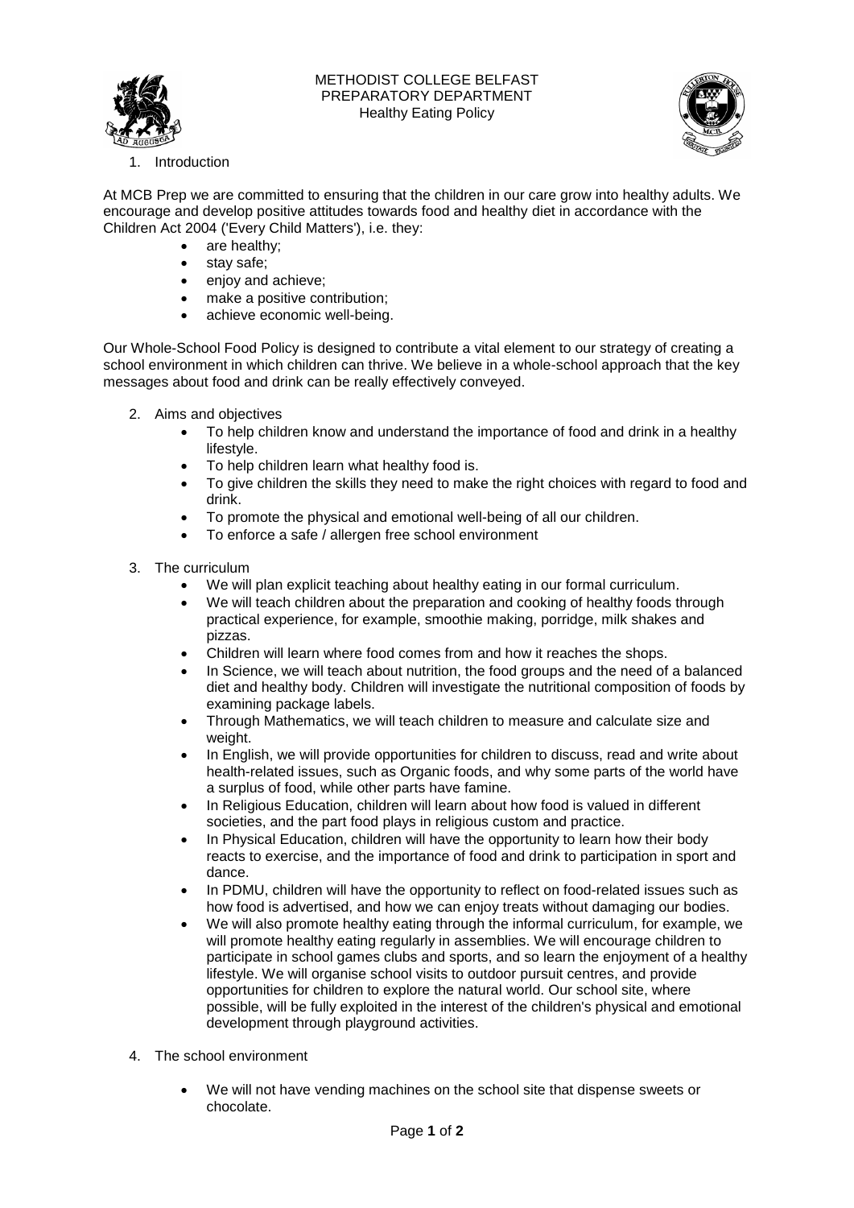METHODIST COLLEGE BELFAST
PREPARATORY DEPARTMENT
Healthy Eating Policy

1. Introduction

At MCB Prep we are committed to ensuring that the children in our care grow into healthy adults. We encourage and develop positive attitudes towards food and healthy diet in accordance with the Children Act 2004 ('Every Child Matters'), i.e. they:

- are healthy;
- stay safe;
- enjoy and achieve;
- make a positive contribution;
- achieve economic well-being.

Our Whole-School Food Policy is designed to contribute a vital element to our strategy of creating a school environment in which children can thrive. We believe in a whole-school approach that the key messages about food and drink can be really effectively conveyed.

2. Aims and objectives
   - To help children know and understand the importance of food and drink in a healthy lifestyle.
   - To help children learn what healthy food is.
   - To give children the skills they need to make the right choices with regard to food and drink.
   - To promote the physical and emotional well-being of all our children.
   - To enforce a safe / allergen free school environment

3. The curriculum
   - We will plan explicit teaching about healthy eating in our formal curriculum.
   - We will teach children about the preparation and cooking of healthy foods through practical experience, for example, smoothie making, porridge, milk shakes and pizzas.
   - Children will learn where food comes from and how it reaches the shops.
   - In Science, we will teach about nutrition, the food groups and the need of a balanced diet and healthy body. Children will investigate the nutritional composition of foods by examining package labels.
   - Through Mathematics, we will teach children to measure and calculate size and weight.
   - In English, we will provide opportunities for children to discuss, read and write about health-related issues, such as Organic foods, and why some parts of the world have a surplus of food, while other parts have famine.
   - In Religious Education, children will learn about how food is valued in different societies, and the part food plays in religious custom and practice.
   - In Physical Education, children will have the opportunity to learn how their body reacts to exercise, and the importance of food and drink to participation in sport and dance.
   - In PDMU, children will have the opportunity to reflect on food-related issues such as how food is advertised, and how we can enjoy treats without damaging our bodies.
   - We will also promote healthy eating through the informal curriculum, for example, we will promote healthy eating regularly in assemblies. We will encourage children to participate in school games clubs and sports, and so learn the enjoyment of a healthy lifestyle. We will organise school visits to outdoor pursuit centres, and provide opportunities for children to explore the natural world. Our school site, where possible, will be fully exploited in the interest of the children's physical and emotional development through playground activities.

4. The school environment

   - We will not have vending machines on the school site that dispense sweets or chocolate.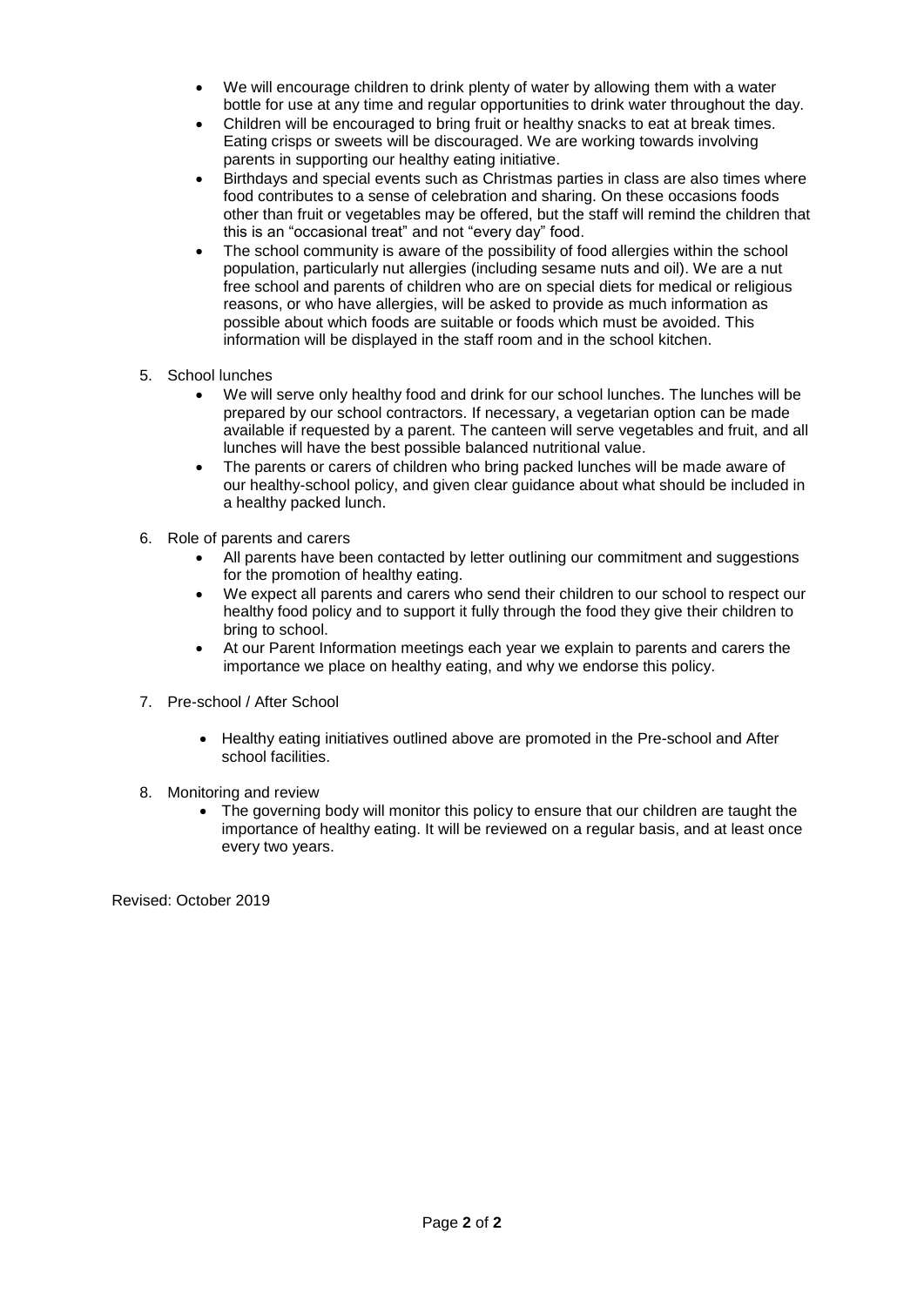- We will encourage children to drink plenty of water by allowing them with a water bottle for use at any time and regular opportunities to drink water throughout the day.
- Children will be encouraged to bring fruit or healthy snacks to eat at break times. Eating crisps or sweets will be discouraged. We are working towards involving parents in supporting our healthy eating initiative.
- Birthdays and special events such as Christmas parties in class are also times where food contributes to a sense of celebration and sharing. On these occasions foods other than fruit or vegetables may be offered, but the staff will remind the children that this is an "occasional treat" and not "every day" food.
- The school community is aware of the possibility of food allergies within the school population, particularly nut allergies (including sesame nuts and oil). We are a nut free school and parents of children who are on special diets for medical or religious reasons, or who have allergies, will be asked to provide as much information as possible about which foods are suitable or foods which must be avoided. This information will be displayed in the staff room and in the school kitchen.

5. School lunches
   - We will serve only healthy food and drink for our school lunches. The lunches will be prepared by our school contractors. If necessary, a vegetarian option can be made available if requested by a parent. The canteen will serve vegetables and fruit, and all lunches will have the best possible balanced nutritional value.
   - The parents or carers of children who bring packed lunches will be made aware of our healthy-school policy, and given clear guidance about what should be included in a healthy packed lunch.

6. Role of parents and carers
   - All parents have been contacted by letter outlining our commitment and suggestions for the promotion of healthy eating.
   - We expect all parents and carers who send their children to our school to respect our healthy food policy and to support it fully through the food they give their children to bring to school.
   - At our Parent Information meetings each year we explain to parents and carers the importance we place on healthy eating, and why we endorse this policy.

7. Pre-school / After School
   - Healthy eating initiatives outlined above are promoted in the Pre-school and After school facilities.

8. Monitoring and review
   - The governing body will monitor this policy to ensure that our children are taught the importance of healthy eating. It will be reviewed on a regular basis, and at least once every two years.

Revised: October 2019